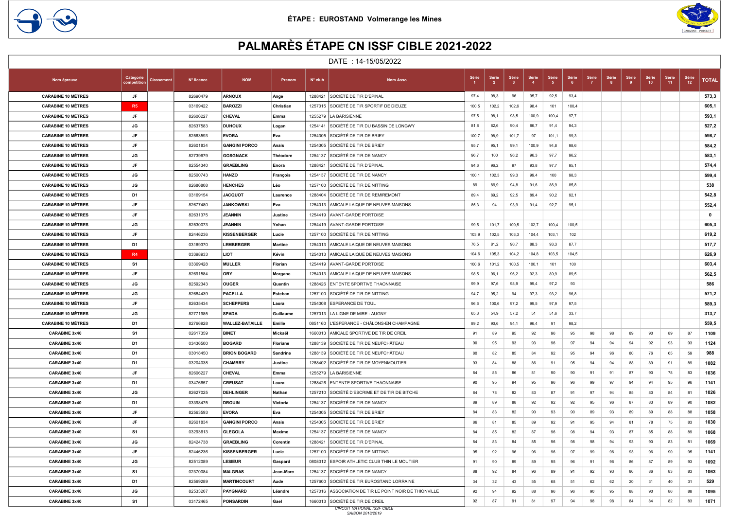ÉTAPE : EUROSTAND Volmerange les Mines

# PALMARÈS ÉTAPE CN ISSF CIBLE 2021-2022

DATE : 14-15/05/2022

| Nom épreuve | Catégorie compétition | Classement | N° licence | NOM | Prenom | N° club | Nom Asso | Série 1 | Série 2 | Série 3 | Série 4 | Série 5 | Série 6 | Série 7 | Série 8 | Série 9 | Série 10 | Série 11 | Série 12 | TOTAL |
|---|---|---|---|---|---|---|---|---|---|---|---|---|---|---|---|---|---|---|---|---|
| CARABINE 10 MÈTRES | JF | | 82690479 | ARNOUX | Ange | 1288421 | SOCIÉTÉ DE TIR D'EPINAL | 97,4 | 98,3 | 96 | 95,7 | 92,5 | 93,4 | | | | | | | 573,3 |
| CARABINE 10 MÈTRES | R5 | | 03169422 | BAROZZI | Christian | 1257015 | SOCIÉTÉ DE TIR SPORTIF DE DIEUZE | 100,5 | 102,2 | 102,6 | 98,4 | 101 | 100,4 | | | | | | | 605,1 |
| CARABINE 10 MÈTRES | JF | | 82606227 | CHEVAL | Emma | 1255279 | LA BARISIENNE | 97,5 | 98,1 | 98,5 | 100,9 | 100,4 | 97,7 | | | | | | | 593,1 |
| CARABINE 10 MÈTRES | JG | | 82637583 | DUHOUX | Logan | 1254141 | SOCIÉTÉ DE TIR DU BASSIN DE LONGWY | 81,8 | 82,6 | 90,4 | 86,7 | 91,4 | 94,3 | | | | | | | 527,2 |
| CARABINE 10 MÈTRES | JF | | 82563593 | EVORA | Eva | 1254305 | SOCIÉTÉ DE TIR DE BRIEY | 100,7 | 98,9 | 101,7 | 97 | 101,1 | 99,3 | | | | | | | 598,7 |
| CARABINE 10 MÈTRES | JF | | 82601834 | GANGINI PORCO | Anais | 1254305 | SOCIÉTÉ DE TIR DE BRIEY | 95,7 | 95,1 | 99,1 | 100,9 | 94,8 | 98,6 | | | | | | | 584,2 |
| CARABINE 10 MÈTRES | JG | | 82739679 | GOSGNACK | Théodore | 1254137 | SOCIÉTÉ DE TIR DE NANCY | 96,7 | 100 | 96,2 | 96,3 | 97,7 | 96,2 | | | | | | | 583,1 |
| CARABINE 10 MÈTRES | JF | | 82554340 | GRAEBLING | Enora | 1288421 | SOCIÉTÉ DE TIR D'EPINAL | 94,6 | 96,2 | 97 | 93,8 | 97,7 | 95,1 | | | | | | | 574,4 |
| CARABINE 10 MÈTRES | JG | | 82500743 | HANZO | François | 1254137 | SOCIÉTÉ DE TIR DE NANCY | 100,1 | 102,3 | 99,3 | 99,4 | 100 | 98,3 | | | | | | | 599,4 |
| CARABINE 10 MÈTRES | JG | | 82686808 | HENCHES | Léo | 1257100 | SOCIÉTÉ DE TIR DE NITTING | 89 | 89,9 | 94,8 | 91,6 | 86,9 | 85,8 | | | | | | | 538 |
| CARABINE 10 MÈTRES | D1 | | 03169154 | JACQUOT | Laurence | 1288404 | SOCIÉTÉ DE TIR DE REMIREMONT | 89,4 | 89,2 | 92,5 | 89,4 | 90,2 | 92,1 | | | | | | | 542,8 |
| CARABINE 10 MÈTRES | JF | | 82677480 | JANKOWSKI | Eva | 1254013 | AMICALE LAIQUE DE NEUVES MAISONS | 85,3 | 94 | 93,9 | 91,4 | 92,7 | 95,1 | | | | | | | 552,4 |
| CARABINE 10 MÈTRES | JF | | 82631375 | JEANNIN | Justine | 1254419 | AVANT-GARDE PORTOISE | | | | | | | | | | | | | 0 |
| CARABINE 10 MÈTRES | JG | | 82530073 | JEANNIN | Yohan | 1254419 | AVANT-GARDE PORTOISE | 99,5 | 101,7 | 100,5 | 102,7 | 100,4 | 100,5 | | | | | | | 605,3 |
| CARABINE 10 MÈTRES | JF | | 82446236 | KISSENBERGER | Lucie | 1257100 | SOCIÉTÉ DE TIR DE NITTING | 103,9 | 102,5 | 103,3 | 104,4 | 103,1 | 102 | | | | | | | 619,2 |
| CARABINE 10 MÈTRES | D1 | | 03169370 | LEMBERGER | Martine | 1254013 | AMICALE LAIQUE DE NEUVES MAISONS | 76,5 | 81,2 | 90,7 | 88,3 | 93,3 | 87,7 | | | | | | | 517,7 |
| CARABINE 10 MÈTRES | R4 | | 03398933 | LIOT | Kévin | 1254013 | AMICALE LAIQUE DE NEUVES MAISONS | 104,6 | 105,3 | 104,2 | 104,8 | 103,5 | 104,5 | | | | | | | 626,9 |
| CARABINE 10 MÈTRES | S1 | | 03369428 | MULLER | Florian | 1254419 | AVANT-GARDE PORTOISE | 100,6 | 101,2 | 100,5 | 100,1 | 101 | 100 | | | | | | | 603,4 |
| CARABINE 10 MÈTRES | JF | | 82691584 | ORY | Morgane | 1254013 | AMICALE LAIQUE DE NEUVES MAISONS | 98,5 | 96,1 | 96,2 | 92,3 | 89,9 | 89,5 | | | | | | | 562,5 |
| CARABINE 10 MÈTRES | JG | | 82592343 | OUGER | Quentin | 1288426 | ENTENTE SPORTIVE THAONNAISE | 99,9 | 97,6 | 98,9 | 99,4 | 97,2 | 93 | | | | | | | 586 |
| CARABINE 10 MÈTRES | JG | | 82684439 | PACELLA | Esteban | 1257100 | SOCIÉTÉ DE TIR DE NITTING | 94,7 | 95,2 | 94 | 97,3 | 93,2 | 96,8 | | | | | | | 571,2 |
| CARABINE 10 MÈTRES | JF | | 82635434 | SCHEPPERS | Laora | 1254008 | ESPERANCE DE TOUL | 96,6 | 100,6 | 97,2 | 99,5 | 97,9 | 97,5 | | | | | | | 589,3 |
| CARABINE 10 MÈTRES | JG | | 82771985 | SPADA | Guillaume | 1257013 | LA LIGNE DE MIRE - AUGNY | 65,3 | 54,9 | 57,2 | 51 | 51,6 | 33,7 | | | | | | | 313,7 |
| CARABINE 10 MÈTRES | D1 | | 82766928 | WALLEZ-BATAILLE | Emilie | 0851160 | L'ESPERANCE - CHÂLONS-EN CHAMPAGNE | 89,2 | 90,6 | 94,1 | 96,4 | 91 | 98,2 | | | | | | | 559,5 |
| CARABINE 3x40 | S1 | | 02617359 | BINET | Mickaël | 1660013 | AMICALE SPORTIVE DE TIR DE CREIL | 91 | 89 | 95 | 92 | 96 | 95 | 98 | 98 | 89 | 90 | 89 | 87 | 1109 |
| CARABINE 3x40 | D1 | | 03436500 | BOGARD | Floriane | 1288139 | SOCIÉTÉ DE TIR DE NEUFCHÂTEAU | 90 | 95 | 93 | 93 | 96 | 97 | 94 | 94 | 94 | 92 | 93 | 93 | 1124 |
| CARABINE 3x40 | D1 | | 03018450 | BRION BOGARD | Sandrine | 1288139 | SOCIÉTÉ DE TIR DE NEUFCHÂTEAU | 80 | 82 | 85 | 84 | 92 | 95 | 94 | 96 | 80 | 76 | 65 | 59 | 988 |
| CARABINE 3x40 | D1 | | 03204038 | CHAMBRY | Justine | 1288402 | SOCIÉTÉ DE TIR DE MOYENMOUTIER | 93 | 84 | 88 | 86 | 91 | 95 | 94 | 94 | 88 | 89 | 91 | 89 | 1082 |
| CARABINE 3x40 | JF | | 82606227 | CHEVAL | Emma | 1255279 | LA BARISIENNE | 84 | 85 | 86 | 81 | 90 | 90 | 91 | 91 | 87 | 90 | 78 | 83 | 1036 |
| CARABINE 3x40 | D1 | | 03476657 | CREUSAT | Laura | 1288426 | ENTENTE SPORTIVE THAONNAISE | 90 | 95 | 94 | 95 | 96 | 96 | 99 | 97 | 94 | 94 | 95 | 96 | 1141 |
| CARABINE 3x40 | JG | | 82627025 | DEHLINGER | Nathan | 1257210 | SOCIÉTÉ D'ESCRIME ET DE TIR DE BITCHE | 84 | 78 | 82 | 83 | 87 | 91 | 97 | 94 | 85 | 80 | 84 | 81 | 1026 |
| CARABINE 3x40 | D1 | | 03398475 | DROUIN | Victoria | 1254137 | SOCIÉTÉ DE TIR DE NANCY | 89 | 89 | 88 | 92 | 92 | 92 | 95 | 96 | 87 | 83 | 89 | 90 | 1082 |
| CARABINE 3x40 | JF | | 82563593 | EVORA | Eva | 1254305 | SOCIÉTÉ DE TIR DE BRIEY | 84 | 83 | 82 | 90 | 93 | 90 | 89 | 93 | 89 | 89 | 88 | 88 | 1058 |
| CARABINE 3x40 | JF | | 82601834 | GANGINI PORCO | Anais | 1254305 | SOCIÉTÉ DE TIR DE BRIEY | 86 | 81 | 85 | 89 | 92 | 91 | 95 | 94 | 81 | 78 | 75 | 83 | 1030 |
| CARABINE 3x40 | S1 | | 03293613 | GLEGOLA | Maxime | 1254137 | SOCIÉTÉ DE TIR DE NANCY | 84 | 85 | 82 | 87 | 96 | 98 | 94 | 93 | 87 | 85 | 88 | 89 | 1068 |
| CARABINE 3x40 | JG | | 82424738 | GRAEBLING | Corentin | 1288421 | SOCIÉTÉ DE TIR D'EPINAL | 84 | 83 | 84 | 85 | 96 | 98 | 98 | 94 | 93 | 90 | 83 | 81 | 1069 |
| CARABINE 3x40 | JF | | 82446236 | KISSENBERGER | Lucie | 1257100 | SOCIÉTÉ DE TIR DE NITTING | 95 | 92 | 96 | 96 | 96 | 97 | 99 | 96 | 93 | 96 | 90 | 95 | 1141 |
| CARABINE 3x40 | JG | | 82512089 | LESIEUR | Gaspard | 0808312 | ESPOIR ATHLETIC CLUB THIN LE MOUTIER | 91 | 90 | 89 | 89 | 95 | 96 | 91 | 96 | 86 | 87 | 89 | 93 | 1092 |
| CARABINE 3x40 | S1 | | 02370084 | MALGRAS | Jean-Marc | 1254137 | SOCIÉTÉ DE TIR DE NANCY | 88 | 92 | 84 | 96 | 89 | 91 | 92 | 93 | 86 | 86 | 83 | 83 | 1063 |
| CARABINE 3x40 | D1 | | 82569289 | MARTINCOURT | Aude | 1257600 | SOCIÉTÉ DE TIR EUROSTAND LORRAINE | 34 | 32 | 43 | 55 | 68 | 51 | 62 | 62 | 20 | 31 | 40 | 31 | 529 |
| CARABINE 3x40 | JG | | 82533207 | PAYGNARD | Léandre | 1257016 | ASSOCIATION DE TIR LE POINT NOIR DE THIONVILLE | 92 | 94 | 92 | 88 | 96 | 96 | 90 | 95 | 88 | 90 | 86 | 88 | 1095 |
| CARABINE 3x40 | S1 | | 03172465 | PONSARDIN | Gael | 1660013 | SOCIÉTÉ DE TIR DE CREIL | 92 | 87 | 91 | 81 | 97 | 94 | 98 | 98 | 84 | 84 | 82 | 83 | 1071 |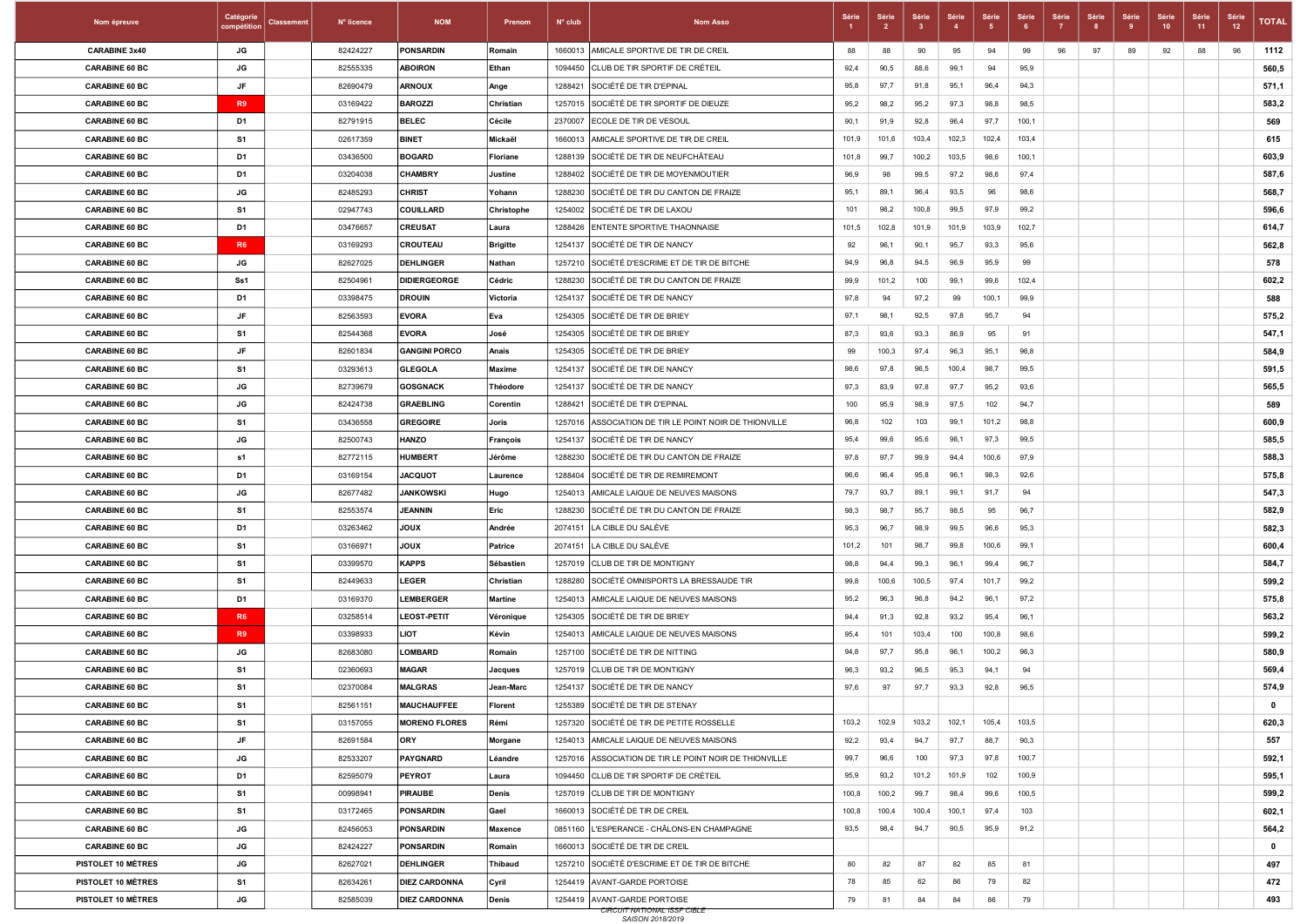| Nom épreuve | Catégorie compétition | Classement | N° licence | NOM | Prenom | N° club | Nom Asso | Série 1 | Série 2 | Série 3 | Série 4 | Série 5 | Série 6 | Série 7 | Série 8 | Série 9 | Série 10 | Série 11 | Série 12 | TOTAL |
|---|---|---|---|---|---|---|---|---|---|---|---|---|---|---|---|---|---|---|---|---|
| CARABINE 3x40 | JG | | 82424227 | PONSARDIN | Romain | 1660013 | AMICALE SPORTIVE DE TIR DE CREIL | 88 | 88 | 90 | 95 | 94 | 99 | 96 | 97 | 89 | 92 | 88 | 96 | 1112 |
| CARABINE 60 BC | JG | | 82555335 | ABOIRON | Ethan | 1094450 | CLUB DE TIR SPORTIF DE CRÉTEIL | 92,4 | 90,5 | 88,6 | 99,1 | 94 | 95,9 | | | | | | | 560,5 |
| CARABINE 60 BC | JF | | 82690479 | ARNOUX | Ange | 1288421 | SOCIÉTÉ DE TIR D'EPINAL | 95,8 | 97,7 | 91,8 | 95,1 | 96,4 | 94,3 | | | | | | | 571,1 |
| CARABINE 60 BC | R9 | | 03169422 | BAROZZI | Christian | 1257015 | SOCIÉTÉ DE TIR SPORTIF DE DIEUZE | 95,2 | 98,2 | 95,2 | 97,3 | 98,8 | 98,5 | | | | | | | 583,2 |
| CARABINE 60 BC | D1 | | 82791915 | BELEC | Cécile | 2370007 | ECOLE DE TIR DE VESOUL | 90,1 | 91,9 | 92,8 | 96,4 | 97,7 | 100,1 | | | | | | | 569 |
| CARABINE 60 BC | S1 | | 02617359 | BINET | Mickaël | 1660013 | AMICALE SPORTIVE DE TIR DE CREIL | 101,9 | 101,6 | 103,4 | 102,3 | 102,4 | 103,4 | | | | | | | 615 |
| CARABINE 60 BC | D1 | | 03436500 | BOGARD | Floriane | 1288139 | SOCIÉTÉ DE TIR DE NEUFCHÂTEAU | 101,8 | 99,7 | 100,2 | 103,5 | 98,6 | 100,1 | | | | | | | 603,9 |
| CARABINE 60 BC | D1 | | 03204038 | CHAMBRY | Justine | 1288402 | SOCIÉTÉ DE TIR DE MOYENMOUTIER | 96,9 | 98 | 99,5 | 97,2 | 98,6 | 97,4 | | | | | | | 587,6 |
| CARABINE 60 BC | JG | | 82485293 | CHRIST | Yohann | 1288230 | SOCIÉTÉ DE TIR DU CANTON DE FRAIZE | 95,1 | 89,1 | 96,4 | 93,5 | 96 | 98,6 | | | | | | | 568,7 |
| CARABINE 60 BC | S1 | | 02947743 | COUILLARD | Christophe | 1254002 | SOCIÉTÉ DE TIR DE LAXOU | 101 | 98,2 | 100,8 | 99,5 | 97,9 | 99,2 | | | | | | | 596,6 |
| CARABINE 60 BC | D1 | | 03476657 | CREUSAT | Laura | 1288426 | ENTENTE SPORTIVE THAONNAISE | 101,5 | 102,8 | 101,9 | 101,9 | 103,9 | 102,7 | | | | | | | 614,7 |
| CARABINE 60 BC | R6 | | 03169293 | CROUTEAU | Brigitte | 1254137 | SOCIÉTÉ DE TIR DE NANCY | 92 | 96,1 | 90,1 | 95,7 | 93,3 | 95,6 | | | | | | | 562,8 |
| CARABINE 60 BC | JG | | 82627025 | DEHLINGER | Nathan | 1257210 | SOCIÉTÉ D'ESCRIME ET DE TIR DE BITCHE | 94,9 | 96,8 | 94,5 | 96,9 | 95,9 | 99 | | | | | | | 578 |
| CARABINE 60 BC | Ss1 | | 82504961 | DIDIERGEORGE | Cédric | 1288230 | SOCIÉTÉ DE TIR DU CANTON DE FRAIZE | 99,9 | 101,2 | 100 | 99,1 | 99,6 | 102,4 | | | | | | | 602,2 |
| CARABINE 60 BC | D1 | | 03398475 | DROUIN | Victoria | 1254137 | SOCIÉTÉ DE TIR DE NANCY | 97,8 | 94 | 97,2 | 99 | 100,1 | 99,9 | | | | | | | 588 |
| CARABINE 60 BC | JF | | 82563593 | EVORA | Eva | 1254305 | SOCIÉTÉ DE TIR DE BRIEY | 97,1 | 98,1 | 92,5 | 97,8 | 95,7 | 94 | | | | | | | 575,2 |
| CARABINE 60 BC | S1 | | 82544368 | EVORA | José | 1254305 | SOCIÉTÉ DE TIR DE BRIEY | 87,3 | 93,6 | 93,3 | 86,9 | 95 | 91 | | | | | | | 547,1 |
| CARABINE 60 BC | JF | | 82601834 | GANGINI PORCO | Anais | 1254305 | SOCIÉTÉ DE TIR DE BRIEY | 99 | 100,3 | 97,4 | 96,3 | 95,1 | 96,8 | | | | | | | 584,9 |
| CARABINE 60 BC | S1 | | 03293613 | GLEGOLA | Maxime | 1254137 | SOCIÉTÉ DE TIR DE NANCY | 98,6 | 97,8 | 96,5 | 100,4 | 98,7 | 99,5 | | | | | | | 591,5 |
| CARABINE 60 BC | JG | | 82739679 | GOSGNACK | Théodore | 1254137 | SOCIÉTÉ DE TIR DE NANCY | 97,3 | 83,9 | 97,8 | 97,7 | 95,2 | 93,6 | | | | | | | 565,5 |
| CARABINE 60 BC | JG | | 82424738 | GRAEBLING | Corentin | 1288421 | SOCIÉTÉ DE TIR D'EPINAL | 100 | 95,9 | 98,9 | 97,5 | 102 | 94,7 | | | | | | | 589 |
| CARABINE 60 BC | S1 | | 03436558 | GREGOIRE | Joris | 1257016 | ASSOCIATION DE TIR LE POINT NOIR DE THIONVILLE | 96,8 | 102 | 103 | 99,1 | 101,2 | 98,8 | | | | | | | 600,9 |
| CARABINE 60 BC | JG | | 82500743 | HANZO | François | 1254137 | SOCIÉTÉ DE TIR DE NANCY | 95,4 | 99,6 | 95,6 | 98,1 | 97,3 | 99,5 | | | | | | | 585,5 |
| CARABINE 60 BC | s1 | | 82772115 | HUMBERT | Jérôme | 1288230 | SOCIÉTÉ DE TIR DU CANTON DE FRAIZE | 97,8 | 97,7 | 99,9 | 94,4 | 100,6 | 97,9 | | | | | | | 588,3 |
| CARABINE 60 BC | D1 | | 03169154 | JACQUOT | Laurence | 1288404 | SOCIÉTÉ DE TIR DE REMIREMONT | 96,6 | 96,4 | 95,8 | 96,1 | 98,3 | 92,6 | | | | | | | 575,8 |
| CARABINE 60 BC | JG | | 82677482 | JANKOWSKI | Hugo | 1254013 | AMICALE LAIQUE DE NEUVES MAISONS | 79,7 | 93,7 | 89,1 | 99,1 | 91,7 | 94 | | | | | | | 547,3 |
| CARABINE 60 BC | S1 | | 82553574 | JEANNIN | Eric | 1288230 | SOCIÉTÉ DE TIR DU CANTON DE FRAIZE | 98,3 | 98,7 | 95,7 | 98,5 | 95 | 96,7 | | | | | | | 582,9 |
| CARABINE 60 BC | D1 | | 03263462 | JOUX | Andrée | 2074151 | LA CIBLE DU SALÈVE | 95,3 | 96,7 | 98,9 | 99,5 | 96,6 | 95,3 | | | | | | | 582,3 |
| CARABINE 60 BC | S1 | | 03166971 | JOUX | Patrice | 2074151 | LA CIBLE DU SALÈVE | 101,2 | 101 | 98,7 | 99,8 | 100,6 | 99,1 | | | | | | | 600,4 |
| CARABINE 60 BC | S1 | | 03399570 | KAPPS | Sébastien | 1257019 | CLUB DE TIR DE MONTIGNY | 98,8 | 94,4 | 99,3 | 96,1 | 99,4 | 96,7 | | | | | | | 584,7 |
| CARABINE 60 BC | S1 | | 82449633 | LEGER | Christian | 1288280 | SOCIÉTÉ OMNISPORTS LA BRESSAUDE TIR | 99,8 | 100,6 | 100,5 | 97,4 | 101,7 | 99,2 | | | | | | | 599,2 |
| CARABINE 60 BC | D1 | | 03169370 | LEMBERGER | Martine | 1254013 | AMICALE LAIQUE DE NEUVES MAISONS | 95,2 | 96,3 | 96,8 | 94,2 | 96,1 | 97,2 | | | | | | | 575,8 |
| CARABINE 60 BC | R6 | | 03258514 | LEOST-PETIT | Véronique | 1254305 | SOCIÉTÉ DE TIR DE BRIEY | 94,4 | 91,3 | 92,8 | 93,2 | 95,4 | 96,1 | | | | | | | 563,2 |
| CARABINE 60 BC | R9 | | 03398933 | LIOT | Kévin | 1254013 | AMICALE LAIQUE DE NEUVES MAISONS | 95,4 | 101 | 103,4 | 100 | 100,8 | 98,6 | | | | | | | 599,2 |
| CARABINE 60 BC | JG | | 82683080 | LOMBARD | Romain | 1257100 | SOCIÉTÉ DE TIR DE NITTING | 94,8 | 97,7 | 95,8 | 96,1 | 100,2 | 96,3 | | | | | | | 580,9 |
| CARABINE 60 BC | S1 | | 02360693 | MAGAR | Jacques | 1257019 | CLUB DE TIR DE MONTIGNY | 96,3 | 93,2 | 96,5 | 95,3 | 94,1 | 94 | | | | | | | 569,4 |
| CARABINE 60 BC | S1 | | 02370084 | MALGRAS | Jean-Marc | 1254137 | SOCIÉTÉ DE TIR DE NANCY | 97,6 | 97 | 97,7 | 93,3 | 92,8 | 96,5 | | | | | | | 574,9 |
| CARABINE 60 BC | S1 | | 82561151 | MAUCHAUFFEE | Florent | 1255389 | SOCIÉTÉ DE TIR DE STENAY | | | | | | | | | | | | | 0 |
| CARABINE 60 BC | S1 | | 03157055 | MORENO FLORES | Rémi | 1257320 | SOCIÉTÉ DE TIR DE PETITE ROSSELLE | 103,2 | 102,9 | 103,2 | 102,1 | 105,4 | 103,5 | | | | | | | 620,3 |
| CARABINE 60 BC | JF | | 82691584 | ORY | Morgane | 1254013 | AMICALE LAIQUE DE NEUVES MAISONS | 92,2 | 93,4 | 94,7 | 97,7 | 88,7 | 90,3 | | | | | | | 557 |
| CARABINE 60 BC | JG | | 82533207 | PAYGNARD | Léandre | 1257016 | ASSOCIATION DE TIR LE POINT NOIR DE THIONVILLE | 99,7 | 96,6 | 100 | 97,3 | 97,8 | 100,7 | | | | | | | 592,1 |
| CARABINE 60 BC | D1 | | 82595079 | PEYROT | Laura | 1094450 | CLUB DE TIR SPORTIF DE CRÉTEIL | 95,9 | 93,2 | 101,2 | 101,9 | 102 | 100,9 | | | | | | | 595,1 |
| CARABINE 60 BC | S1 | | 00998941 | PIRAUBE | Denis | 1257019 | CLUB DE TIR DE MONTIGNY | 100,8 | 100,2 | 99,7 | 98,4 | 99,6 | 100,5 | | | | | | | 599,2 |
| CARABINE 60 BC | S1 | | 03172465 | PONSARDIN | Gael | 1660013 | SOCIÉTÉ DE TIR DE CREIL | 100,8 | 100,4 | 100,4 | 100,1 | 97,4 | 103 | | | | | | | 602,1 |
| CARABINE 60 BC | JG | | 82456053 | PONSARDIN | Maxence | 0851160 | L'ESPERANCE - CHÂLONS-EN CHAMPAGNE | 93,5 | 98,4 | 94,7 | 90,5 | 95,9 | 91,2 | | | | | | | 564,2 |
| CARABINE 60 BC | JG | | 82424227 | PONSARDIN | Romain | 1660013 | SOCIÉTÉ DE TIR DE CREIL | | | | | | | | | | | | | 0 |
| PISTOLET 10 MÈTRES | JG | | 82627021 | DEHLINGER | Thibaud | 1257210 | SOCIÉTÉ D'ESCRIME ET DE TIR DE BITCHE | 80 | 82 | 87 | 82 | 85 | 81 | | | | | | | 497 |
| PISTOLET 10 MÈTRES | S1 | | 82634261 | DIEZ CARDONNA | Cyril | 1254419 | AVANT-GARDE PORTOISE | 78 | 85 | 62 | 86 | 79 | 82 | | | | | | | 472 |
| PISTOLET 10 MÈTRES | JG | | 82585039 | DIEZ CARDONNA | Denis | 1254419 | AVANT-GARDE PORTOISE | 79 | 81 | 84 | 84 | 86 | 79 | | | | | | | 493 |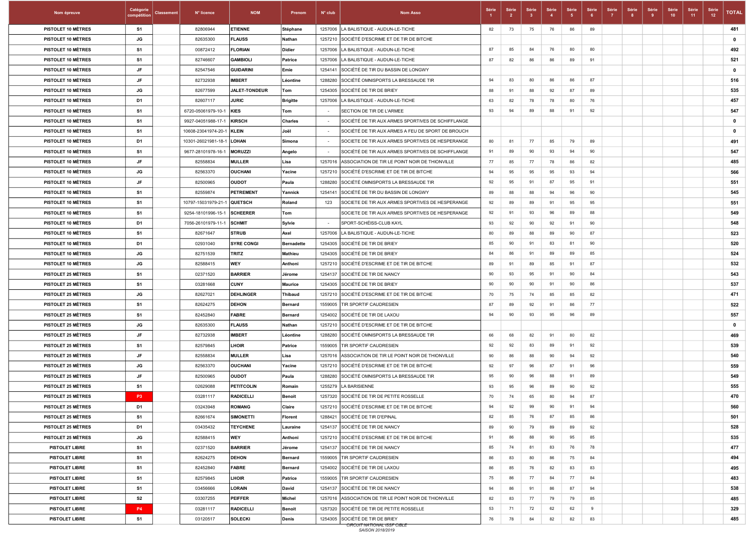| Nom épreuve | Catégorie compétition | Classement | N° licence | NOM | Prenom | N° club | Nom Asso | Série 1 | Série 2 | Série 3 | Série 4 | Série 5 | Série 6 | Série 7 | Série 8 | Série 9 | Série 10 | Série 11 | Série 12 | TOTAL |
|---|---|---|---|---|---|---|---|---|---|---|---|---|---|---|---|---|---|---|---|---|
| PISTOLET 10 MÈTRES | S1 | | 82806944 | ETIENNE | Stéphane | 1257006 | LA BALISTIQUE - AUDUN-LE-TICHE | 82 | 73 | 75 | 76 | 86 | 89 | | | | | | | 481 |
| PISTOLET 10 MÈTRES | JG | | 82635300 | FLAUSS | Nathan | 1257210 | SOCIÉTÉ D'ESCRIME ET DE TIR DE BITCHE | | | | | | | | | | | | | 0 |
| PISTOLET 10 MÈTRES | S1 | | 00872412 | FLORIAN | Didier | 1257006 | LA BALISTIQUE - AUDUN-LE-TICHE | 87 | 85 | 84 | 76 | 80 | 80 | | | | | | | 492 |
| PISTOLET 10 MÈTRES | S1 | | 82746607 | GAMBIOLI | Patrice | 1257006 | LA BALISTIQUE - AUDUN-LE-TICHE | 87 | 82 | 86 | 86 | 89 | 91 | | | | | | | 521 |
| PISTOLET 10 MÈTRES | JF | | 82547546 | GUIDARINI | Emie | 1254141 | SOCIÉTÉ DE TIR DU BASSIN DE LONGWY | | | | | | | | | | | | | 0 |
| PISTOLET 10 MÈTRES | JF | | 82732938 | IMBERT | Léontine | 1288280 | SOCIÉTÉ OMNISPORTS LA BRESSAUDE TIR | 94 | 83 | 80 | 86 | 86 | 87 | | | | | | | 516 |
| PISTOLET 10 MÈTRES | JG | | 82677599 | JALET-TONDEUR | Tom | 1254305 | SOCIÉTÉ DE TIR DE BRIEY | 88 | 91 | 88 | 92 | 87 | 89 | | | | | | | 535 |
| PISTOLET 10 MÈTRES | D1 | | 82607117 | JURIC | Brigitte | 1257006 | LA BALISTIQUE - AUDUN-LE-TICHE | 63 | 82 | 78 | 78 | 80 | 76 | | | | | | | 457 |
| PISTOLET 10 MÈTRES | S1 | | 6720-05061979-10-1 | KIES | Tom | - | SECTION DE TIR DE L'ARMEE | 93 | 94 | 89 | 88 | 91 | 92 | | | | | | | 547 |
| PISTOLET 10 MÈTRES | S1 | | 9927-04051988-17-1 | KIRSCH | Charles | - | SOCIÉTÉ DE TIR AUX ARMES SPORTIVES DE SCHIFFLANGE | | | | | | | | | | | | | 0 |
| PISTOLET 10 MÈTRES | S1 | | 10608-23041974-20-1 | KLEIN | Joël | - | SOCIÉTÉ DE TIR AUX ARMES A FEU DE SPORT DE BROUCH | | | | | | | | | | | | | 0 |
| PISTOLET 10 MÈTRES | D1 | | 10301-26021981-18-1 | LOHAN | Simona | - | SOCIETE DE TIR AUX ARMES SPORTIVES DE HESPERANGE | 80 | 81 | 77 | 85 | 79 | 89 | | | | | | | 491 |
| PISTOLET 10 MÈTRES | S1 | | 9677-28101978-16-1 | MORUZZI | Angelo | - | SOCIÉTÉ DE TIR AUX ARMES SPORTIVES DE SCHIFFLANGE | 91 | 89 | 90 | 93 | 94 | 90 | | | | | | | 547 |
| PISTOLET 10 MÈTRES | JF | | 82558834 | MULLER | Lisa | 1257016 | ASSOCIATION DE TIR LE POINT NOIR DE THIONVILLE | 77 | 85 | 77 | 78 | 86 | 82 | | | | | | | 485 |
| PISTOLET 10 MÈTRES | JG | | 82563370 | OUCHANI | Yacine | 1257210 | SOCIÉTÉ D'ESCRIME ET DE TIR DE BITCHE | 94 | 95 | 95 | 95 | 93 | 94 | | | | | | | 566 |
| PISTOLET 10 MÈTRES | JF | | 82500965 | OUDOT | Paula | 1288280 | SOCIÉTÉ OMNISPORTS LA BRESSAUDE TIR | 92 | 95 | 91 | 87 | 95 | 91 | | | | | | | 551 |
| PISTOLET 10 MÈTRES | S1 | | 82559874 | PETREMENT | Yannick | 1254141 | SOCIÉTÉ DE TIR DU BASSIN DE LONGWY | 89 | 88 | 88 | 94 | 96 | 90 | | | | | | | 545 |
| PISTOLET 10 MÈTRES | S1 | | 10797-15031979-21-1 | QUETSCH | Roland | 123 | SOCIETE DE TIR AUX ARMES SPORTIVES DE HESPERANGE | 92 | 89 | 89 | 91 | 95 | 95 | | | | | | | 551 |
| PISTOLET 10 MÈTRES | S1 | | 9254-18101996-15-1 | SCHEERER | Tom | | SOCIETE DE TIR AUX ARMES SPORTIVES DE HESPERANGE | 92 | 91 | 93 | 96 | 89 | 88 | | | | | | | 549 |
| PISTOLET 10 MÈTRES | D1 | | 7056-26101979-11-1 | SCHMIT | Sylvie | - | SPORT-SCHÉISS-CLUB KAYL | 93 | 92 | 90 | 92 | 91 | 90 | | | | | | | 548 |
| PISTOLET 10 MÈTRES | S1 | | 82671647 | STRUB | Axel | 1257006 | LA BALISTIQUE - AUDUN-LE-TICHE | 80 | 89 | 88 | 89 | 90 | 87 | | | | | | | 523 |
| PISTOLET 10 MÈTRES | D1 | | 02931040 | SYRE CONGI | Bernadette | 1254305 | SOCIÉTÉ DE TIR DE BRIEY | 85 | 90 | 91 | 83 | 81 | 90 | | | | | | | 520 |
| PISTOLET 10 MÈTRES | JG | | 82751539 | TRITZ | Mathieu | 1254305 | SOCIÉTÉ DE TIR DE BRIEY | 84 | 86 | 91 | 89 | 89 | 85 | | | | | | | 524 |
| PISTOLET 10 MÈTRES | JG | | 82588415 | WEY | Anthoni | 1257210 | SOCIÉTÉ D'ESCRIME ET DE TIR DE BITCHE | 89 | 91 | 89 | 85 | 91 | 87 | | | | | | | 532 |
| PISTOLET 25 MÈTRES | S1 | | 02371520 | BARRIER | Jérome | 1254137 | SOCIÉTÉ DE TIR DE NANCY | 90 | 93 | 95 | 91 | 90 | 84 | | | | | | | 543 |
| PISTOLET 25 MÈTRES | S1 | | 03281668 | CUNY | Maurice | 1254305 | SOCIÉTÉ DE TIR DE BRIEY | 90 | 90 | 90 | 91 | 90 | 86 | | | | | | | 537 |
| PISTOLET 25 MÈTRES | JG | | 82627021 | DEHLINGER | Thibaud | 1257210 | SOCIÉTÉ D'ESCRIME ET DE TIR DE BITCHE | 70 | 75 | 74 | 85 | 85 | 82 | | | | | | | 471 |
| PISTOLET 25 MÈTRES | S1 | | 82624275 | DEHON | Bernard | 1559005 | TIR SPORTIF CAUDRESIEN | 87 | 89 | 92 | 91 | 86 | 77 | | | | | | | 522 |
| PISTOLET 25 MÈTRES | S1 | | 82452840 | FABRE | Bernard | 1254002 | SOCIÉTÉ DE TIR DE LAXOU | 94 | 90 | 93 | 95 | 96 | 89 | | | | | | | 557 |
| PISTOLET 25 MÈTRES | JG | | 82635300 | FLAUSS | Nathan | 1257210 | SOCIÉTÉ D'ESCRIME ET DE TIR DE BITCHE | | | | | | | | | | | | | 0 |
| PISTOLET 25 MÈTRES | JF | | 82732938 | IMBERT | Léontine | 1288280 | SOCIÉTÉ OMNISPORTS LA BRESSAUDE TIR | 66 | 68 | 82 | 91 | 80 | 82 | | | | | | | 469 |
| PISTOLET 25 MÈTRES | S1 | | 82579845 | LHOIR | Patrice | 1559005 | TIR SPORTIF CAUDRESIEN | 92 | 92 | 83 | 89 | 91 | 92 | | | | | | | 539 |
| PISTOLET 25 MÈTRES | JF | | 82558834 | MULLER | Lisa | 1257016 | ASSOCIATION DE TIR LE POINT NOIR DE THIONVILLE | 90 | 86 | 88 | 90 | 94 | 92 | | | | | | | 540 |
| PISTOLET 25 MÈTRES | JG | | 82563370 | OUCHANI | Yacine | 1257210 | SOCIÉTÉ D'ESCRIME ET DE TIR DE BITCHE | 92 | 97 | 96 | 87 | 91 | 96 | | | | | | | 559 |
| PISTOLET 25 MÈTRES | JF | | 82500965 | OUDOT | Paula | 1288280 | SOCIÉTÉ OMNISPORTS LA BRESSAUDE TIR | 95 | 90 | 96 | 88 | 91 | 89 | | | | | | | 549 |
| PISTOLET 25 MÈTRES | S1 | | 02629088 | PETITCOLIN | Romain | 1255279 | LA BARISIENNE | 93 | 95 | 96 | 89 | 90 | 92 | | | | | | | 555 |
| PISTOLET 25 MÈTRES | P3 | | 03281117 | RADICELLI | Benoit | 1257320 | SOCIÉTÉ DE TIR DE PETITE ROSSELLE | 70 | 74 | 65 | 80 | 94 | 87 | | | | | | | 470 |
| PISTOLET 25 MÈTRES | D1 | | 03243948 | ROMANG | Claire | 1257210 | SOCIÉTÉ D'ESCRIME ET DE TIR DE BITCHE | 94 | 92 | 99 | 90 | 91 | 94 | | | | | | | 560 |
| PISTOLET 25 MÈTRES | S1 | | 82661674 | SIMONETTI | Florent | 1288421 | SOCIÉTÉ DE TIR D'EPINAL | 82 | 85 | 76 | 87 | 85 | 86 | | | | | | | 501 |
| PISTOLET 25 MÈTRES | D1 | | 03435432 | TEYCHENE | Lauraine | 1254137 | SOCIÉTÉ DE TIR DE NANCY | 89 | 90 | 79 | 89 | 89 | 92 | | | | | | | 528 |
| PISTOLET 25 MÈTRES | JG | | 82588415 | WEY | Anthoni | 1257210 | SOCIÉTÉ D'ESCRIME ET DE TIR DE BITCHE | 91 | 86 | 88 | 90 | 95 | 85 | | | | | | | 535 |
| PISTOLET LIBRE | S1 | | 02371520 | BARRIER | Jérome | 1254137 | SOCIÉTÉ DE TIR DE NANCY | 85 | 74 | 81 | 83 | 76 | 78 | | | | | | | 477 |
| PISTOLET LIBRE | S1 | | 82624275 | DEHON | Bernard | 1559005 | TIR SPORTIF CAUDRESIEN | 86 | 83 | 80 | 86 | 75 | 84 | | | | | | | 494 |
| PISTOLET LIBRE | S1 | | 82452840 | FABRE | Bernard | 1254002 | SOCIÉTÉ DE TIR DE LAXOU | 86 | 85 | 76 | 82 | 83 | 83 | | | | | | | 495 |
| PISTOLET LIBRE | S1 | | 82579845 | LHOIR | Patrice | 1559005 | TIR SPORTIF CAUDRESIEN | 75 | 86 | 77 | 84 | 77 | 84 | | | | | | | 483 |
| PISTOLET LIBRE | S1 | | 03456666 | LORAIN | David | 1254137 | SOCIÉTÉ DE TIR DE NANCY | 94 | 86 | 91 | 86 | 87 | 94 | | | | | | | 538 |
| PISTOLET LIBRE | S2 | | 03307255 | PEIFFER | Michel | 1257016 | ASSOCIATION DE TIR LE POINT NOIR DE THIONVILLE | 82 | 83 | 77 | 79 | 79 | 85 | | | | | | | 485 |
| PISTOLET LIBRE | P4 | | 03281117 | RADICELLI | Benoit | 1257320 | SOCIÉTÉ DE TIR DE PETITE ROSSELLE | 53 | 71 | 72 | 62 | 62 | 9 | | | | | | | 329 |
| PISTOLET LIBRE | S1 | | 03120517 | SOLECKI | Denis | 1254305 | SOCIÉTÉ DE TIR DE BRIEY | 76 | 78 | 84 | 82 | 82 | 83 | | | | | | | 485 |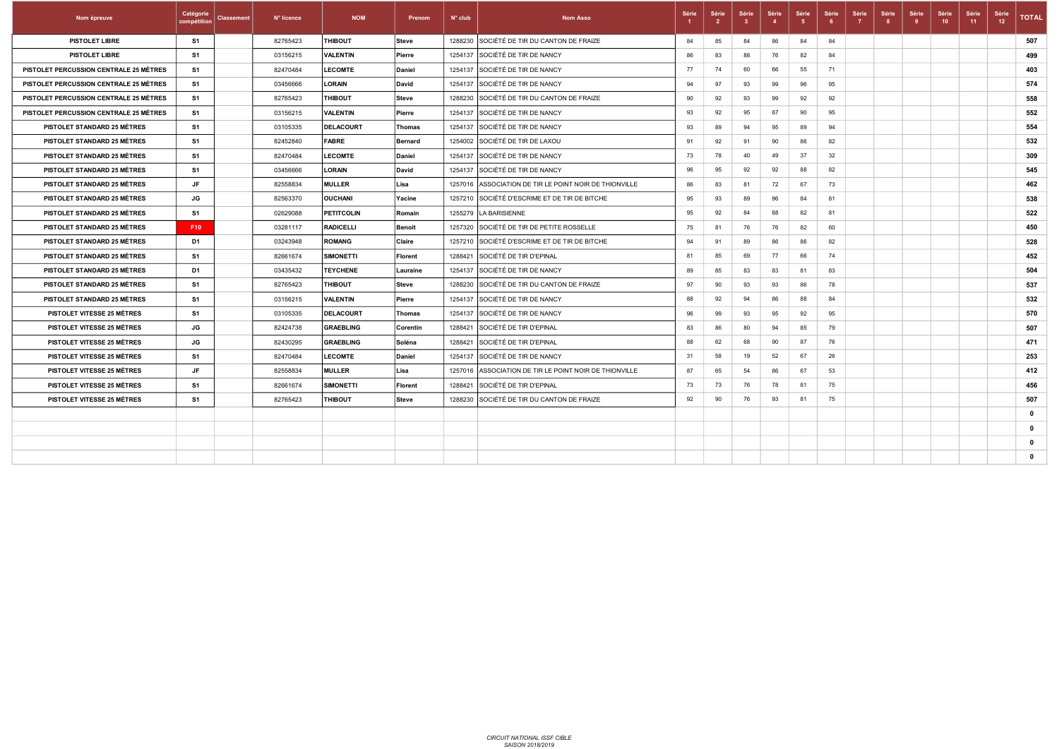| Nom épreuve | Catégorie compétition | Classement | N° licence | NOM | Prenom | N° club | Nom Asso | Série 1 | Série 2 | Série 3 | Série 4 | Série 5 | Série 6 | Série 7 | Série 8 | Série 9 | Série 10 | Série 11 | Série 12 | TOTAL |
|---|---|---|---|---|---|---|---|---|---|---|---|---|---|---|---|---|---|---|---|---|
| PISTOLET LIBRE | S1 | | 82765423 | THIBOUT | Steve | 1288230 | SOCIÉTÉ DE TIR DU CANTON DE FRAIZE | 84 | 85 | 84 | 86 | 84 | 84 | | | | | | | 507 |
| PISTOLET LIBRE | S1 | | 03156215 | VALENTIN | Pierre | 1254137 | SOCIÉTÉ DE TIR DE NANCY | 86 | 83 | 88 | 76 | 82 | 84 | | | | | | | 499 |
| PISTOLET PERCUSSION CENTRALE 25 MÈTRES | S1 | | 82470484 | LECOMTE | Daniel | 1254137 | SOCIÉTÉ DE TIR DE NANCY | 77 | 74 | 60 | 66 | 55 | 71 | | | | | | | 403 |
| PISTOLET PERCUSSION CENTRALE 25 MÈTRES | S1 | | 03456666 | LORAIN | David | 1254137 | SOCIÉTÉ DE TIR DE NANCY | 94 | 97 | 93 | 99 | 96 | 95 | | | | | | | 574 |
| PISTOLET PERCUSSION CENTRALE 25 MÈTRES | S1 | | 82765423 | THIBOUT | Steve | 1288230 | SOCIÉTÉ DE TIR DU CANTON DE FRAIZE | 90 | 92 | 93 | 99 | 92 | 92 | | | | | | | 558 |
| PISTOLET PERCUSSION CENTRALE 25 MÈTRES | S1 | | 03156215 | VALENTIN | Pierre | 1254137 | SOCIÉTÉ DE TIR DE NANCY | 93 | 92 | 95 | 87 | 90 | 95 | | | | | | | 552 |
| PISTOLET STANDARD 25 MÈTRES | S1 | | 03105335 | DELACOURT | Thomas | 1254137 | SOCIÉTÉ DE TIR DE NANCY | 93 | 89 | 94 | 95 | 89 | 94 | | | | | | | 554 |
| PISTOLET STANDARD 25 MÈTRES | S1 | | 82452840 | FABRE | Bernard | 1254002 | SOCIÉTÉ DE TIR DE LAXOU | 91 | 92 | 91 | 90 | 86 | 82 | | | | | | | 532 |
| PISTOLET STANDARD 25 MÈTRES | S1 | | 82470484 | LECOMTE | Daniel | 1254137 | SOCIÉTÉ DE TIR DE NANCY | 73 | 78 | 40 | 49 | 37 | 32 | | | | | | | 309 |
| PISTOLET STANDARD 25 MÈTRES | S1 | | 03456666 | LORAIN | David | 1254137 | SOCIÉTÉ DE TIR DE NANCY | 96 | 95 | 92 | 92 | 88 | 82 | | | | | | | 545 |
| PISTOLET STANDARD 25 MÈTRES | JF | | 82558834 | MULLER | Lisa | 1257016 | ASSOCIATION DE TIR LE POINT NOIR DE THIONVILLE | 86 | 83 | 81 | 72 | 67 | 73 | | | | | | | 462 |
| PISTOLET STANDARD 25 MÈTRES | JG | | 82563370 | OUCHANI | Yacine | 1257210 | SOCIÉTÉ D'ESCRIME ET DE TIR DE BITCHE | 95 | 93 | 89 | 96 | 84 | 81 | | | | | | | 538 |
| PISTOLET STANDARD 25 MÈTRES | S1 | | 02629088 | PETITCOLIN | Romain | 1255279 | LA BARISIENNE | 95 | 92 | 84 | 88 | 82 | 81 | | | | | | | 522 |
| PISTOLET STANDARD 25 MÈTRES | F10 | | 03281117 | RADICELLI | Benoit | 1257320 | SOCIÉTÉ DE TIR DE PETITE ROSSELLE | 75 | 81 | 76 | 76 | 82 | 60 | | | | | | | 450 |
| PISTOLET STANDARD 25 MÈTRES | D1 | | 03243948 | ROMANG | Claire | 1257210 | SOCIÉTÉ D'ESCRIME ET DE TIR DE BITCHE | 94 | 91 | 89 | 86 | 86 | 82 | | | | | | | 528 |
| PISTOLET STANDARD 25 MÈTRES | S1 | | 82661674 | SIMONETTI | Florent | 1288421 | SOCIÉTÉ DE TIR D'EPINAL | 81 | 85 | 69 | 77 | 66 | 74 | | | | | | | 452 |
| PISTOLET STANDARD 25 MÈTRES | D1 | | 03435432 | TEYCHENE | Lauraine | 1254137 | SOCIÉTÉ DE TIR DE NANCY | 89 | 85 | 83 | 83 | 81 | 83 | | | | | | | 504 |
| PISTOLET STANDARD 25 MÈTRES | S1 | | 82765423 | THIBOUT | Steve | 1288230 | SOCIÉTÉ DE TIR DU CANTON DE FRAIZE | 97 | 90 | 93 | 93 | 86 | 78 | | | | | | | 537 |
| PISTOLET STANDARD 25 MÈTRES | S1 | | 03156215 | VALENTIN | Pierre | 1254137 | SOCIÉTÉ DE TIR DE NANCY | 88 | 92 | 94 | 86 | 88 | 84 | | | | | | | 532 |
| PISTOLET VITESSE 25 MÈTRES | S1 | | 03105335 | DELACOURT | Thomas | 1254137 | SOCIÉTÉ DE TIR DE NANCY | 96 | 99 | 93 | 95 | 92 | 95 | | | | | | | 570 |
| PISTOLET VITESSE 25 MÈTRES | JG | | 82424738 | GRAEBLING | Corentin | 1288421 | SOCIÉTÉ DE TIR D'EPINAL | 83 | 86 | 80 | 94 | 85 | 79 | | | | | | | 507 |
| PISTOLET VITESSE 25 MÈTRES | JG | | 82430295 | GRAEBLING | Soléna | 1288421 | SOCIÉTÉ DE TIR D'EPINAL | 88 | 62 | 68 | 90 | 87 | 76 | | | | | | | 471 |
| PISTOLET VITESSE 25 MÈTRES | S1 | | 82470484 | LECOMTE | Daniel | 1254137 | SOCIÉTÉ DE TIR DE NANCY | 31 | 58 | 19 | 52 | 67 | 26 | | | | | | | 253 |
| PISTOLET VITESSE 25 MÈTRES | JF | | 82558834 | MULLER | Lisa | 1257016 | ASSOCIATION DE TIR LE POINT NOIR DE THIONVILLE | 87 | 65 | 54 | 86 | 67 | 53 | | | | | | | 412 |
| PISTOLET VITESSE 25 MÈTRES | S1 | | 82661674 | SIMONETTI | Florent | 1288421 | SOCIÉTÉ DE TIR D'EPINAL | 73 | 73 | 76 | 78 | 81 | 75 | | | | | | | 456 |
| PISTOLET VITESSE 25 MÈTRES | S1 | | 82765423 | THIBOUT | Steve | 1288230 | SOCIÉTÉ DE TIR DU CANTON DE FRAIZE | 92 | 90 | 76 | 93 | 81 | 75 | | | | | | | 507 |
| | | | | | | | | | | | | | | | | | | | | 0 |
| | | | | | | | | | | | | | | | | | | | | 0 |
| | | | | | | | | | | | | | | | | | | | | 0 |
| | | | | | | | | | | | | | | | | | | | | 0 |

*CIRCUIT NATIONAL ISSF CIBLE*
*SAISON 2018/2019*